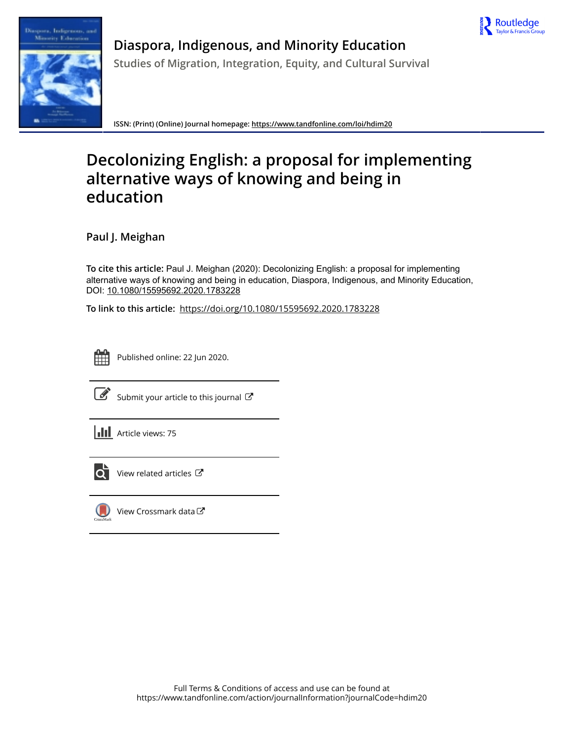# Diaspora, Indigenous, and Minority Education

Studies of Migration, Integration, Equity, and Cultural Survival

ISSN: (Print) (Online) Journal homepage: https://www.tandfonline.com/loi/hdim20

# Decolonizing English: a proposal for implementing alternative ways of knowing and being in education

Paul J. Meighan

**To cite this article:** Paul J. Meighan (2020): Decolonizing English: a proposal for implementing alternative ways of knowing and being in education, Diaspora, Indigenous, and Minority Education, DOI: 10.1080/15595692.2020.1783228

**To link to this article:** https://doi.org/10.1080/15595692.2020.1783228

Published online: 22 Jun 2020.

Submit your article to this journal

Article views: 75

View related articles

View Crossmark data

Full Terms & Conditions of access and use can be found at
https://www.tandfonline.com/action/journalInformation?journalCode=hdim20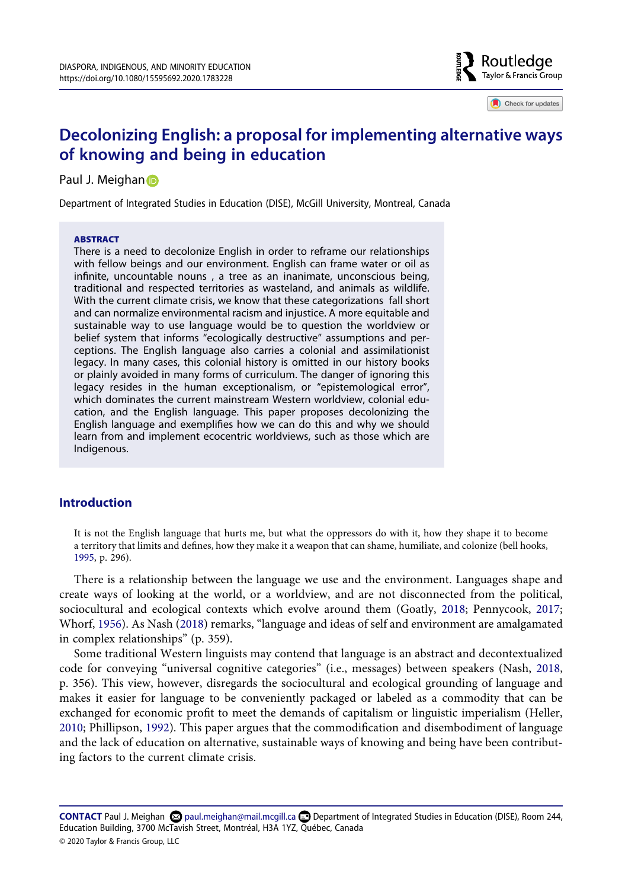# Decolonizing English: a proposal for implementing alternative ways of knowing and being in education

Paul J. Meighan

Department of Integrated Studies in Education (DISE), McGill University, Montreal, Canada

**ABSTRACT**

There is a need to decolonize English in order to reframe our relationships with fellow beings and our environment. English can frame water or oil as infinite, uncountable nouns , a tree as an inanimate, unconscious being, traditional and respected territories as wasteland, and animals as wildlife. With the current climate crisis, we know that these categorizations fall short and can normalize environmental racism and injustice. A more equitable and sustainable way to use language would be to question the worldview or belief system that informs "ecologically destructive" assumptions and perceptions. The English language also carries a colonial and assimilationist legacy. In many cases, this colonial history is omitted in our history books or plainly avoided in many forms of curriculum. The danger of ignoring this legacy resides in the human exceptionalism, or "epistemological error", which dominates the current mainstream Western worldview, colonial education, and the English language. This paper proposes decolonizing the English language and exemplifies how we can do this and why we should learn from and implement ecocentric worldviews, such as those which are Indigenous.

## Introduction

> It is not the English language that hurts me, but what the oppressors do with it, how they shape it to become a territory that limits and defines, how they make it a weapon that can shame, humiliate, and colonize (bell hooks, 1995, p. 296).

There is a relationship between the language we use and the environment. Languages shape and create ways of looking at the world, or a worldview, and are not disconnected from the political, sociocultural and ecological contexts which evolve around them (Goatly, 2018; Pennycook, 2017; Whorf, 1956). As Nash (2018) remarks, "language and ideas of self and environment are amalgamated in complex relationships" (p. 359).

Some traditional Western linguists may contend that language is an abstract and decontextualized code for conveying "universal cognitive categories" (i.e., messages) between speakers (Nash, 2018, p. 356). This view, however, disregards the sociocultural and ecological grounding of language and makes it easier for language to be conveniently packaged or labeled as a commodity that can be exchanged for economic profit to meet the demands of capitalism or linguistic imperialism (Heller, 2010; Phillipson, 1992). This paper argues that the commodification and disembodiment of language and the lack of education on alternative, sustainable ways of knowing and being have been contributing factors to the current climate crisis.

**CONTACT** Paul J. Meighan paul.meighan@mail.mcgill.ca Department of Integrated Studies in Education (DISE), Room 244, Education Building, 3700 McTavish Street, Montréal, H3A 1YZ, Québec, Canada

© 2020 Taylor & Francis Group, LLC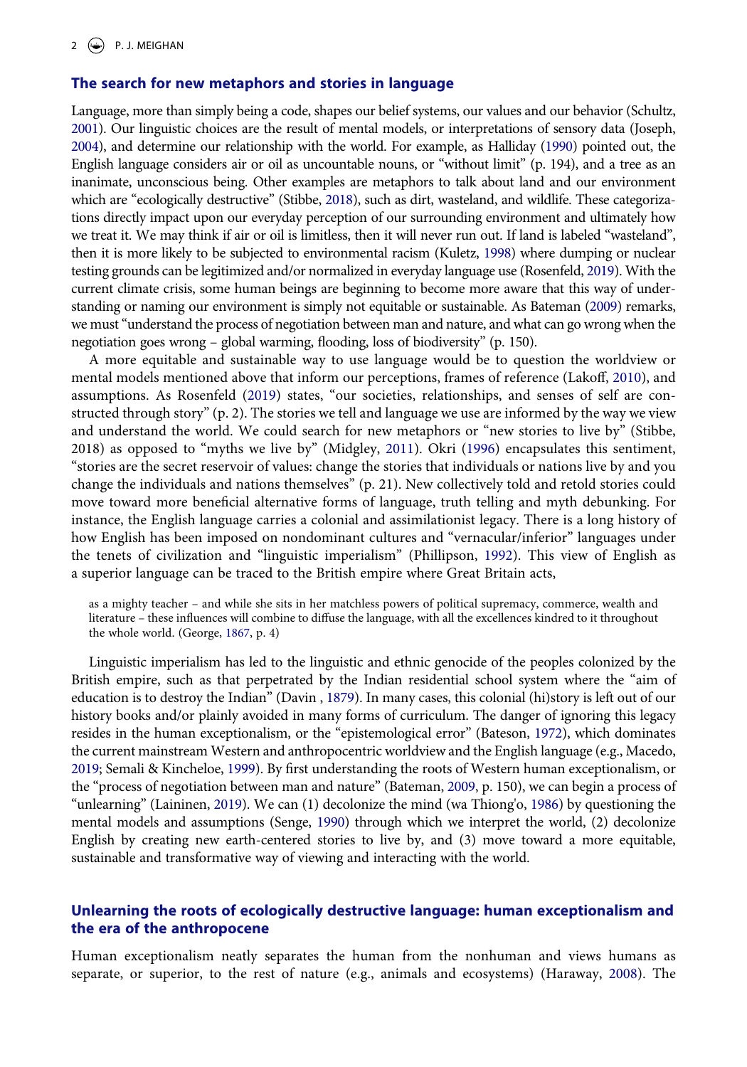## The search for new metaphors and stories in language

Language, more than simply being a code, shapes our belief systems, our values and our behavior (Schultz, 2001). Our linguistic choices are the result of mental models, or interpretations of sensory data (Joseph, 2004), and determine our relationship with the world. For example, as Halliday (1990) pointed out, the English language considers air or oil as uncountable nouns, or "without limit" (p. 194), and a tree as an inanimate, unconscious being. Other examples are metaphors to talk about land and our environment which are "ecologically destructive" (Stibbe, 2018), such as dirt, wasteland, and wildlife. These categorizations directly impact upon our everyday perception of our surrounding environment and ultimately how we treat it. We may think if air or oil is limitless, then it will never run out. If land is labeled "wasteland", then it is more likely to be subjected to environmental racism (Kuletz, 1998) where dumping or nuclear testing grounds can be legitimized and/or normalized in everyday language use (Rosenfeld, 2019). With the current climate crisis, some human beings are beginning to become more aware that this way of understanding or naming our environment is simply not equitable or sustainable. As Bateman (2009) remarks, we must "understand the process of negotiation between man and nature, and what can go wrong when the negotiation goes wrong – global warming, flooding, loss of biodiversity" (p. 150).

A more equitable and sustainable way to use language would be to question the worldview or mental models mentioned above that inform our perceptions, frames of reference (Lakoff, 2010), and assumptions. As Rosenfeld (2019) states, "our societies, relationships, and senses of self are constructed through story" (p. 2). The stories we tell and language we use are informed by the way we view and understand the world. We could search for new metaphors or "new stories to live by" (Stibbe, 2018) as opposed to "myths we live by" (Midgley, 2011). Okri (1996) encapsulates this sentiment, "stories are the secret reservoir of values: change the stories that individuals or nations live by and you change the individuals and nations themselves" (p. 21). New collectively told and retold stories could move toward more beneficial alternative forms of language, truth telling and myth debunking. For instance, the English language carries a colonial and assimilationist legacy. There is a long history of how English has been imposed on nondominant cultures and "vernacular/inferior" languages under the tenets of civilization and "linguistic imperialism" (Phillipson, 1992). This view of English as a superior language can be traced to the British empire where Great Britain acts,

> as a mighty teacher – and while she sits in her matchless powers of political supremacy, commerce, wealth and literature – these influences will combine to diffuse the language, with all the excellences kindred to it throughout the whole world. (George, 1867, p. 4)

Linguistic imperialism has led to the linguistic and ethnic genocide of the peoples colonized by the British empire, such as that perpetrated by the Indian residential school system where the "aim of education is to destroy the Indian" (Davin , 1879). In many cases, this colonial (hi)story is left out of our history books and/or plainly avoided in many forms of curriculum. The danger of ignoring this legacy resides in the human exceptionalism, or the "epistemological error" (Bateson, 1972), which dominates the current mainstream Western and anthropocentric worldview and the English language (e.g., Macedo, 2019; Semali & Kincheloe, 1999). By first understanding the roots of Western human exceptionalism, or the "process of negotiation between man and nature" (Bateman, 2009, p. 150), we can begin a process of "unlearning" (Laininen, 2019). We can (1) decolonize the mind (wa Thiong'o, 1986) by questioning the mental models and assumptions (Senge, 1990) through which we interpret the world, (2) decolonize English by creating new earth-centered stories to live by, and (3) move toward a more equitable, sustainable and transformative way of viewing and interacting with the world.

## Unlearning the roots of ecologically destructive language: human exceptionalism and the era of the anthropocene

Human exceptionalism neatly separates the human from the nonhuman and views humans as separate, or superior, to the rest of nature (e.g., animals and ecosystems) (Haraway, 2008). The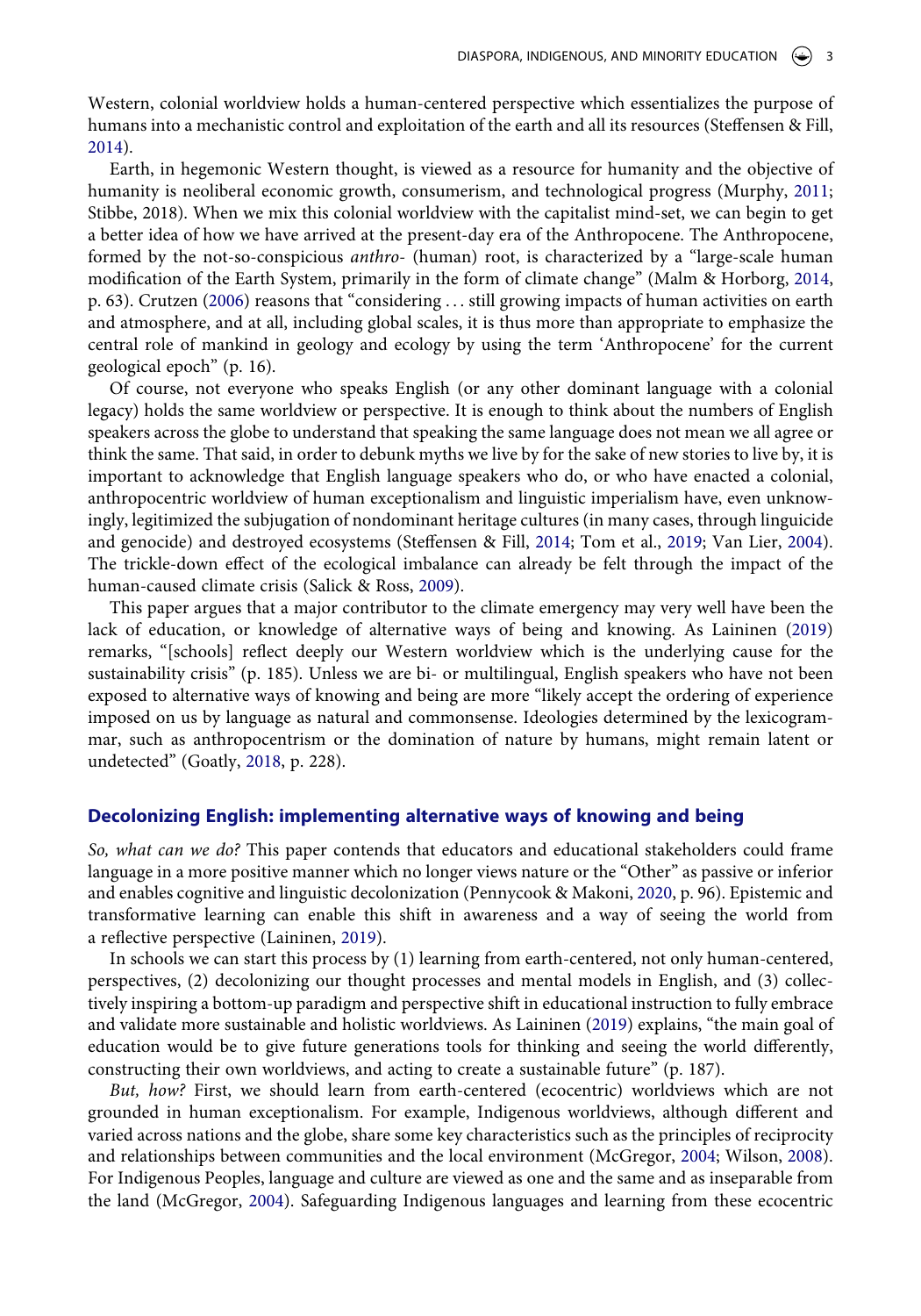Western, colonial worldview holds a human-centered perspective which essentializes the purpose of humans into a mechanistic control and exploitation of the earth and all its resources (Steffensen & Fill, 2014).

Earth, in hegemonic Western thought, is viewed as a resource for humanity and the objective of humanity is neoliberal economic growth, consumerism, and technological progress (Murphy, 2011; Stibbe, 2018). When we mix this colonial worldview with the capitalist mind-set, we can begin to get a better idea of how we have arrived at the present-day era of the Anthropocene. The Anthropocene, formed by the not-so-conspicious *anthro-* (human) root, is characterized by a "large-scale human modification of the Earth System, primarily in the form of climate change" (Malm & Horborg, 2014, p. 63). Crutzen (2006) reasons that "considering . . . still growing impacts of human activities on earth and atmosphere, and at all, including global scales, it is thus more than appropriate to emphasize the central role of mankind in geology and ecology by using the term 'Anthropocene' for the current geological epoch" (p. 16).

Of course, not everyone who speaks English (or any other dominant language with a colonial legacy) holds the same worldview or perspective. It is enough to think about the numbers of English speakers across the globe to understand that speaking the same language does not mean we all agree or think the same. That said, in order to debunk myths we live by for the sake of new stories to live by, it is important to acknowledge that English language speakers who do, or who have enacted a colonial, anthropocentric worldview of human exceptionalism and linguistic imperialism have, even unknowingly, legitimized the subjugation of nondominant heritage cultures (in many cases, through linguicide and genocide) and destroyed ecosystems (Steffensen & Fill, 2014; Tom et al., 2019; Van Lier, 2004). The trickle-down effect of the ecological imbalance can already be felt through the impact of the human-caused climate crisis (Salick & Ross, 2009).

This paper argues that a major contributor to the climate emergency may very well have been the lack of education, or knowledge of alternative ways of being and knowing. As Laininen (2019) remarks, "[schools] reflect deeply our Western worldview which is the underlying cause for the sustainability crisis" (p. 185). Unless we are bi- or multilingual, English speakers who have not been exposed to alternative ways of knowing and being are more "likely accept the ordering of experience imposed on us by language as natural and commonsense. Ideologies determined by the lexicogrammar, such as anthropocentrism or the domination of nature by humans, might remain latent or undetected" (Goatly, 2018, p. 228).

## Decolonizing English: implementing alternative ways of knowing and being

*So, what can we do?* This paper contends that educators and educational stakeholders could frame language in a more positive manner which no longer views nature or the "Other" as passive or inferior and enables cognitive and linguistic decolonization (Pennycook & Makoni, 2020, p. 96). Epistemic and transformative learning can enable this shift in awareness and a way of seeing the world from a reflective perspective (Laininen, 2019).

In schools we can start this process by (1) learning from earth-centered, not only human-centered, perspectives, (2) decolonizing our thought processes and mental models in English, and (3) collectively inspiring a bottom-up paradigm and perspective shift in educational instruction to fully embrace and validate more sustainable and holistic worldviews. As Laininen (2019) explains, "the main goal of education would be to give future generations tools for thinking and seeing the world differently, constructing their own worldviews, and acting to create a sustainable future" (p. 187).

*But, how?* First, we should learn from earth-centered (ecocentric) worldviews which are not grounded in human exceptionalism. For example, Indigenous worldviews, although different and varied across nations and the globe, share some key characteristics such as the principles of reciprocity and relationships between communities and the local environment (McGregor, 2004; Wilson, 2008). For Indigenous Peoples, language and culture are viewed as one and the same and as inseparable from the land (McGregor, 2004). Safeguarding Indigenous languages and learning from these ecocentric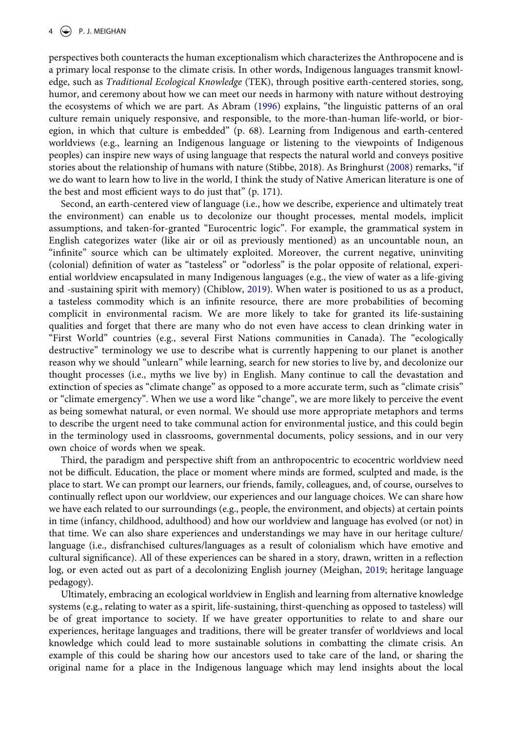perspectives both counteracts the human exceptionalism which characterizes the Anthropocene and is a primary local response to the climate crisis. In other words, Indigenous languages transmit knowledge, such as *Traditional Ecological Knowledge* (TEK), through positive earth-centered stories, song, humor, and ceremony about how we can meet our needs in harmony with nature without destroying the ecosystems of which we are part. As Abram (1996) explains, "the linguistic patterns of an oral culture remain uniquely responsive, and responsible, to the more-than-human life-world, or bioregion, in which that culture is embedded" (p. 68). Learning from Indigenous and earth-centered worldviews (e.g., learning an Indigenous language or listening to the viewpoints of Indigenous peoples) can inspire new ways of using language that respects the natural world and conveys positive stories about the relationship of humans with nature (Stibbe, 2018). As Bringhurst (2008) remarks, "if we do want to learn how to live in the world, I think the study of Native American literature is one of the best and most efficient ways to do just that" (p. 171).

Second, an earth-centered view of language (i.e., how we describe, experience and ultimately treat the environment) can enable us to decolonize our thought processes, mental models, implicit assumptions, and taken-for-granted "Eurocentric logic". For example, the grammatical system in English categorizes water (like air or oil as previously mentioned) as an uncountable noun, an "infinite" source which can be ultimately exploited. Moreover, the current negative, uninviting (colonial) definition of water as "tasteless" or "odorless" is the polar opposite of relational, experiential worldview encapsulated in many Indigenous languages (e.g., the view of water as a life-giving and -sustaining spirit with memory) (Chiblow, 2019). When water is positioned to us as a product, a tasteless commodity which is an infinite resource, there are more probabilities of becoming complicit in environmental racism. We are more likely to take for granted its life-sustaining qualities and forget that there are many who do not even have access to clean drinking water in "First World" countries (e.g., several First Nations communities in Canada). The "ecologically destructive" terminology we use to describe what is currently happening to our planet is another reason why we should "unlearn" while learning, search for new stories to live by, and decolonize our thought processes (i.e., myths we live by) in English. Many continue to call the devastation and extinction of species as "climate change" as opposed to a more accurate term, such as "climate crisis" or "climate emergency". When we use a word like "change", we are more likely to perceive the event as being somewhat natural, or even normal. We should use more appropriate metaphors and terms to describe the urgent need to take communal action for environmental justice, and this could begin in the terminology used in classrooms, governmental documents, policy sessions, and in our very own choice of words when we speak.

Third, the paradigm and perspective shift from an anthropocentric to ecocentric worldview need not be difficult. Education, the place or moment where minds are formed, sculpted and made, is the place to start. We can prompt our learners, our friends, family, colleagues, and, of course, ourselves to continually reflect upon our worldview, our experiences and our language choices. We can share how we have each related to our surroundings (e.g., people, the environment, and objects) at certain points in time (infancy, childhood, adulthood) and how our worldview and language has evolved (or not) in that time. We can also share experiences and understandings we may have in our heritage culture/language (i.e., disfranchised cultures/languages as a result of colonialism which have emotive and cultural significance). All of these experiences can be shared in a story, drawn, written in a reflection log, or even acted out as part of a decolonizing English journey (Meighan, 2019; heritage language pedagogy).

Ultimately, embracing an ecological worldview in English and learning from alternative knowledge systems (e.g., relating to water as a spirit, life-sustaining, thirst-quenching as opposed to tasteless) will be of great importance to society. If we have greater opportunities to relate to and share our experiences, heritage languages and traditions, there will be greater transfer of worldviews and local knowledge which could lead to more sustainable solutions in combatting the climate crisis. An example of this could be sharing how our ancestors used to take care of the land, or sharing the original name for a place in the Indigenous language which may lend insights about the local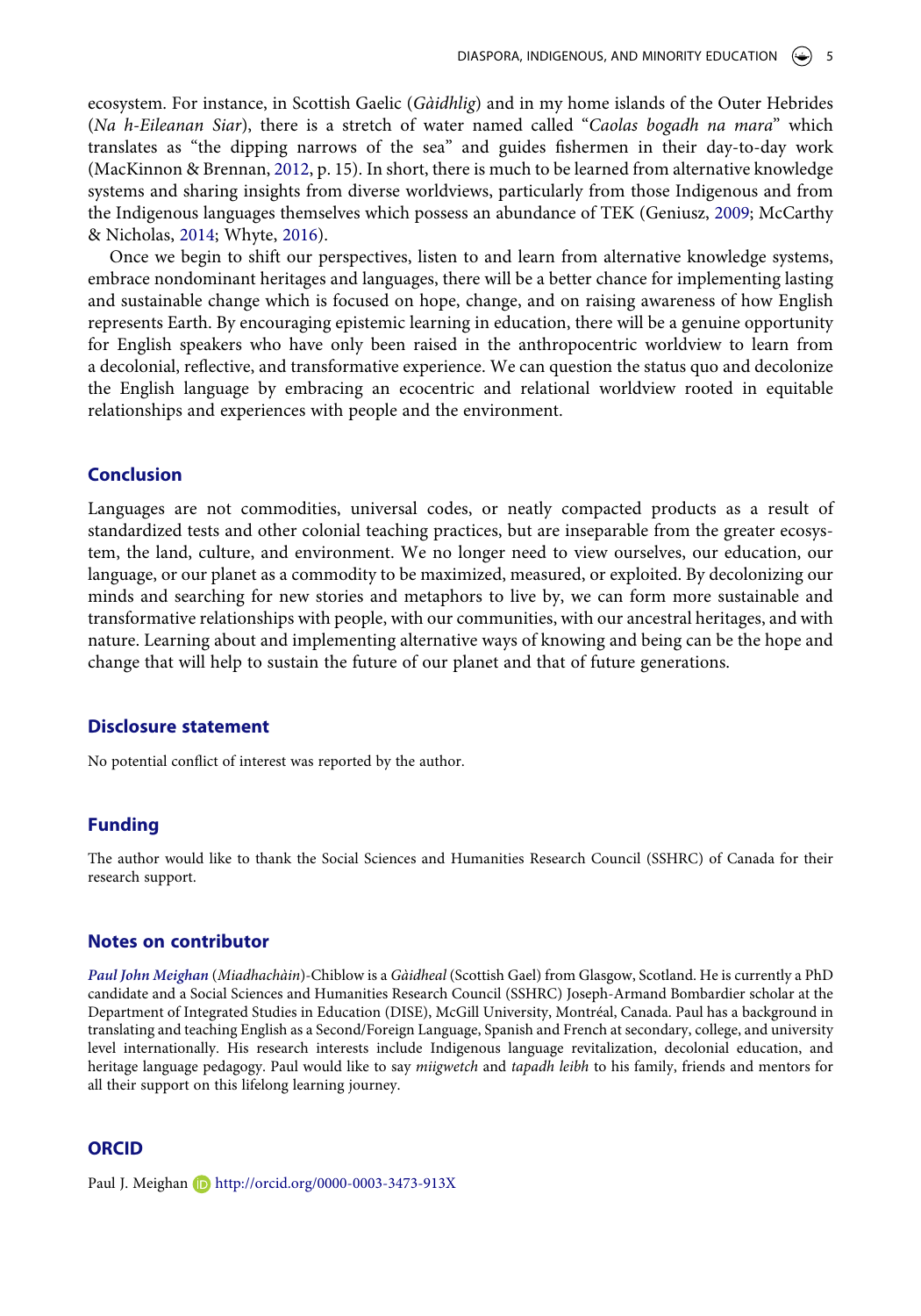ecosystem. For instance, in Scottish Gaelic (*Gàidhlig*) and in my home islands of the Outer Hebrides (*Na h-Eileanan Siar*), there is a stretch of water named called "*Caolas bogadh na mara*" which translates as "the dipping narrows of the sea" and guides fishermen in their day-to-day work (MacKinnon & Brennan, 2012, p. 15). In short, there is much to be learned from alternative knowledge systems and sharing insights from diverse worldviews, particularly from those Indigenous and from the Indigenous languages themselves which possess an abundance of TEK (Geniusz, 2009; McCarthy & Nicholas, 2014; Whyte, 2016).

Once we begin to shift our perspectives, listen to and learn from alternative knowledge systems, embrace nondominant heritages and languages, there will be a better chance for implementing lasting and sustainable change which is focused on hope, change, and on raising awareness of how English represents Earth. By encouraging epistemic learning in education, there will be a genuine opportunity for English speakers who have only been raised in the anthropocentric worldview to learn from a decolonial, reflective, and transformative experience. We can question the status quo and decolonize the English language by embracing an ecocentric and relational worldview rooted in equitable relationships and experiences with people and the environment.

## Conclusion

Languages are not commodities, universal codes, or neatly compacted products as a result of standardized tests and other colonial teaching practices, but are inseparable from the greater ecosystem, the land, culture, and environment. We no longer need to view ourselves, our education, our language, or our planet as a commodity to be maximized, measured, or exploited. By decolonizing our minds and searching for new stories and metaphors to live by, we can form more sustainable and transformative relationships with people, with our communities, with our ancestral heritages, and with nature. Learning about and implementing alternative ways of knowing and being can be the hope and change that will help to sustain the future of our planet and that of future generations.

## Disclosure statement

No potential conflict of interest was reported by the author.

## Funding

The author would like to thank the Social Sciences and Humanities Research Council (SSHRC) of Canada for their research support.

## Notes on contributor

***Paul John Meighan*** (*Miadhachàin*)-Chiblow is a *Gàidheal* (Scottish Gael) from Glasgow, Scotland. He is currently a PhD candidate and a Social Sciences and Humanities Research Council (SSHRC) Joseph-Armand Bombardier scholar at the Department of Integrated Studies in Education (DISE), McGill University, Montréal, Canada. Paul has a background in translating and teaching English as a Second/Foreign Language, Spanish and French at secondary, college, and university level internationally. His research interests include Indigenous language revitalization, decolonial education, and heritage language pedagogy. Paul would like to say *miigwetch* and *tapadh leibh* to his family, friends and mentors for all their support on this lifelong learning journey.

## ORCID

Paul J. Meighan http://orcid.org/0000-0003-3473-913X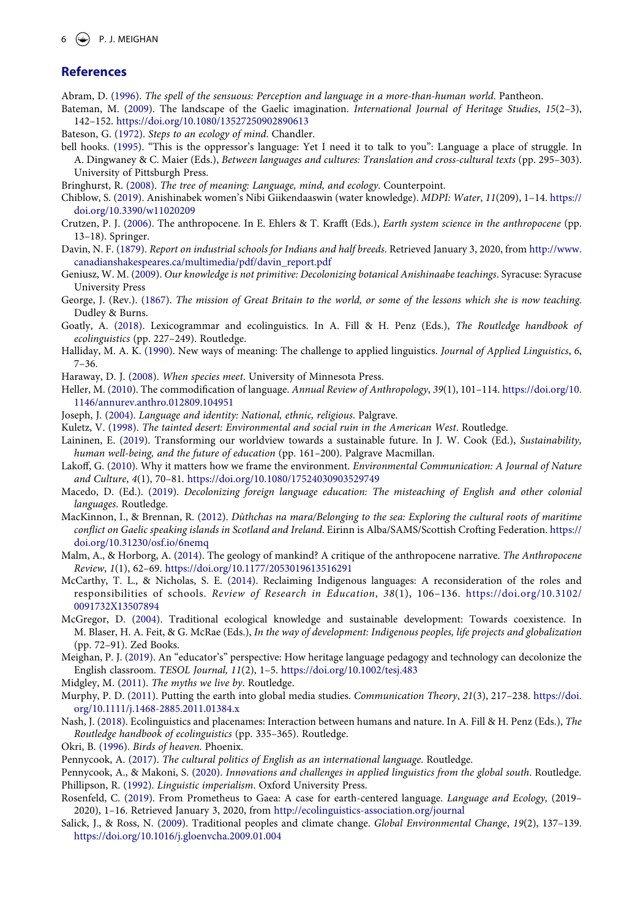## References

Abram, D. (1996). *The spell of the sensuous: Perception and language in a more-than-human world*. Pantheon.

Bateman, M. (2009). The landscape of the Gaelic imagination. *International Journal of Heritage Studies*, *15*(2–3), 142–152. https://doi.org/10.1080/13527250902890613

Bateson, G. (1972). *Steps to an ecology of mind*. Chandler.

bell hooks. (1995). "This is the oppressor's language: Yet I need it to talk to you": Language a place of struggle. In A. Dingwaney & C. Maier (Eds.), *Between languages and cultures: Translation and cross-cultural texts* (pp. 295–303). University of Pittsburgh Press.

Bringhurst, R. (2008). *The tree of meaning: Language, mind, and ecology*. Counterpoint.

Chiblow, S. (2019). Anishinabek women's Nibi Giikendaaswin (water knowledge). *MDPI: Water*, *11*(209), 1–14. https://doi.org/10.3390/w11020209

Crutzen, P. J. (2006). The anthropocene. In E. Ehlers & T. Krafft (Eds.), *Earth system science in the anthropocene* (pp. 13–18). Springer.

Davin, N. F. (1879). *Report on industrial schools for Indians and half breeds*. Retrieved January 3, 2020, from http://www.canadianshakespeares.ca/multimedia/pdf/davin_report.pdf

Geniusz, W. M. (2009). *Our knowledge is not primitive: Decolonizing botanical Anishinaabe teachings*. Syracuse: Syracuse University Press

George, J. (Rev.). (1867). *The mission of Great Britain to the world, or some of the lessons which she is now teaching*. Dudley & Burns.

Goatly, A. (2018). Lexicogrammar and ecolinguistics. In A. Fill & H. Penz (Eds.), *The Routledge handbook of ecolinguistics* (pp. 227–249). Routledge.

Halliday, M. A. K. (1990). New ways of meaning: The challenge to applied linguistics. *Journal of Applied Linguistics*, *6*, 7–36.

Haraway, D. J. (2008). *When species meet*. University of Minnesota Press.

Heller, M. (2010). The commodification of language. *Annual Review of Anthropology*, *39*(1), 101–114. https://doi.org/10.1146/annurev.anthro.012809.104951

Joseph, J. (2004). *Language and identity: National, ethnic, religious*. Palgrave.

Kuletz, V. (1998). *The tainted desert: Environmental and social ruin in the American West*. Routledge.

Laininen, E. (2019). Transforming our worldview towards a sustainable future. In J. W. Cook (Ed.), *Sustainability, human well-being, and the future of education* (pp. 161–200). Palgrave Macmillan.

Lakoff, G. (2010). Why it matters how we frame the environment. *Environmental Communication: A Journal of Nature and Culture*, *4*(1), 70–81. https://doi.org/10.1080/17524030903529749

Macedo, D. (Ed.). (2019). *Decolonizing foreign language education: The misteaching of English and other colonial languages*. Routledge.

MacKinnon, I., & Brennan, R. (2012). *Dùthchas na mara/Belonging to the sea: Exploring the cultural roots of maritime conflict on Gaelic speaking islands in Scotland and Ireland*. Eirinn is Alba/SAMS/Scottish Crofting Federation. https://doi.org/10.31230/osf.io/6nemq

Malm, A., & Horborg, A. (2014). The geology of mankind? A critique of the anthropocene narrative. *The Anthropocene Review*, *1*(1), 62–69. https://doi.org/10.1177/2053019613516291

McCarthy, T. L., & Nicholas, S. E. (2014). Reclaiming Indigenous languages: A reconsideration of the roles and responsibilities of schools. *Review of Research in Education*, *38*(1), 106–136. https://doi.org/10.3102/0091732X13507894

McGregor, D. (2004). Traditional ecological knowledge and sustainable development: Towards coexistence. In M. Blaser, H. A. Feit, & G. McRae (Eds.), *In the way of development: Indigenous peoples, life projects and globalization* (pp. 72–91). Zed Books.

Meighan, P. J. (2019). An "educator's" perspective: How heritage language pedagogy and technology can decolonize the English classroom. *TESOL Journal, 11*(2), 1–5. https://doi.org/10.1002/tesj.483

Midgley, M. (2011). *The myths we live by*. Routledge.

Murphy, P. D. (2011). Putting the earth into global media studies. *Communication Theory*, *21*(3), 217–238. https://doi.org/10.1111/j.1468-2885.2011.01384.x

Nash, J. (2018). Ecolinguistics and placenames: Interaction between humans and nature. In A. Fill & H. Penz (Eds.), *The Routledge handbook of ecolinguistics* (pp. 335–365). Routledge.

Okri, B. (1996). *Birds of heaven*. Phoenix.

Pennycook, A. (2017). *The cultural politics of English as an international language*. Routledge.

Pennycook, A., & Makoni, S. (2020). *Innovations and challenges in applied linguistics from the global south*. Routledge.

Phillipson, R. (1992). *Linguistic imperialism*. Oxford University Press.

Rosenfeld, C. (2019). From Prometheus to Gaea: A case for earth-centered language. *Language and Ecology,* (2019–2020), 1–16. Retrieved January 3, 2020, from http://ecolinguistics-association.org/journal

Salick, J., & Ross, N. (2009). Traditional peoples and climate change. *Global Environmental Change*, *19*(2), 137–139. https://doi.org/10.1016/j.gloenvcha.2009.01.004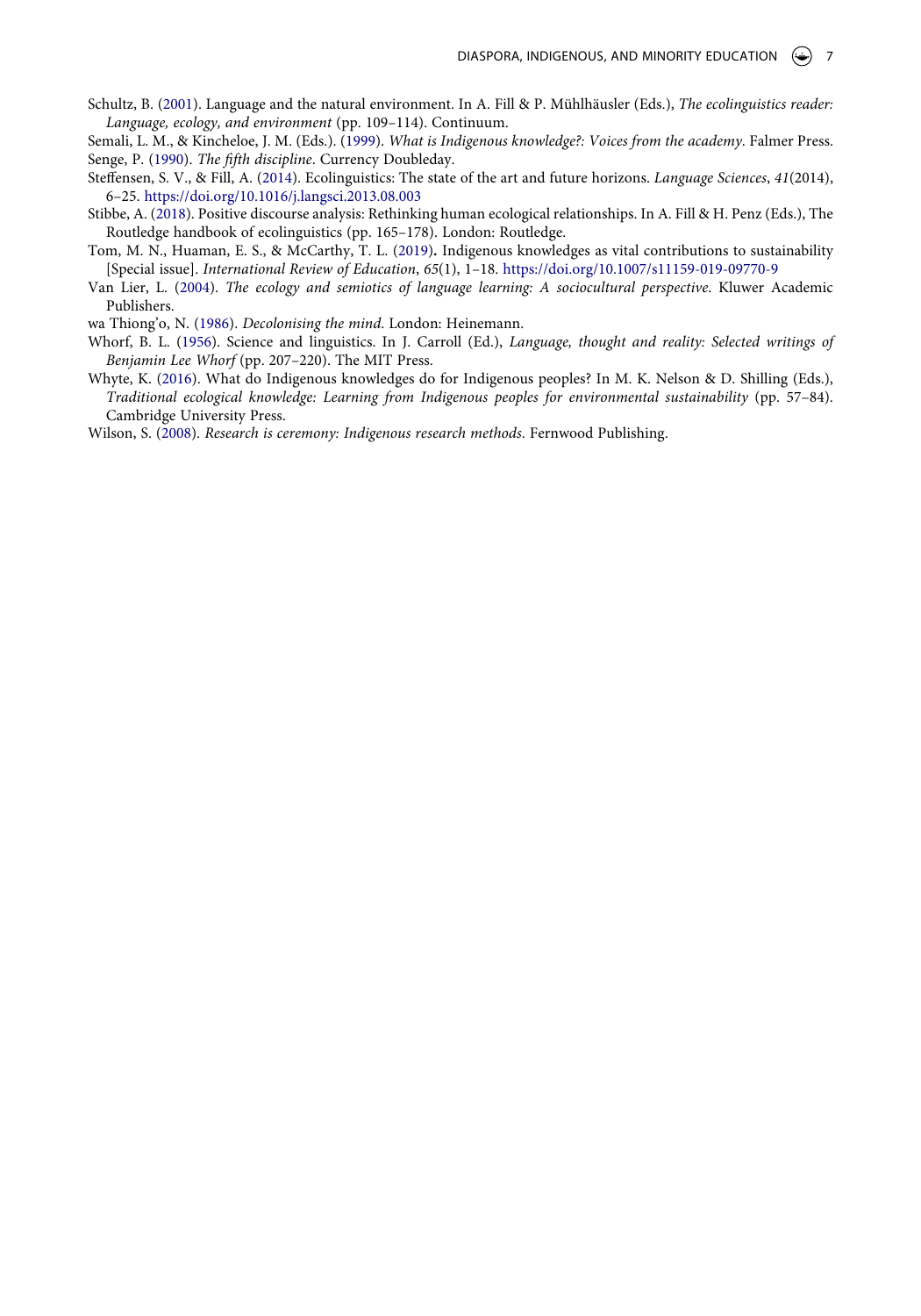Schultz, B. (2001). Language and the natural environment. In A. Fill & P. Mühlhäusler (Eds.), *The ecolinguistics reader: Language, ecology, and environment* (pp. 109–114). Continuum.

Semali, L. M., & Kincheloe, J. M. (Eds.). (1999). *What is Indigenous knowledge?: Voices from the academy*. Falmer Press.

Senge, P. (1990). *The fifth discipline*. Currency Doubleday.

Steffensen, S. V., & Fill, A. (2014). Ecolinguistics: The state of the art and future horizons. *Language Sciences*, *41*(2014), 6–25. https://doi.org/10.1016/j.langsci.2013.08.003

Stibbe, A. (2018). Positive discourse analysis: Rethinking human ecological relationships. In A. Fill & H. Penz (Eds.), The Routledge handbook of ecolinguistics (pp. 165–178). London: Routledge.

Tom, M. N., Huaman, E. S., & McCarthy, T. L. (2019). Indigenous knowledges as vital contributions to sustainability [Special issue]. *International Review of Education*, *65*(1), 1–18. https://doi.org/10.1007/s11159-019-09770-9

Van Lier, L. (2004). *The ecology and semiotics of language learning: A sociocultural perspective*. Kluwer Academic Publishers.

wa Thiong'o, N. (1986). *Decolonising the mind*. London: Heinemann.

Whorf, B. L. (1956). Science and linguistics. In J. Carroll (Ed.), *Language, thought and reality: Selected writings of Benjamin Lee Whorf* (pp. 207–220). The MIT Press.

Whyte, K. (2016). What do Indigenous knowledges do for Indigenous peoples? In M. K. Nelson & D. Shilling (Eds.), *Traditional ecological knowledge: Learning from Indigenous peoples for environmental sustainability* (pp. 57–84). Cambridge University Press.

Wilson, S. (2008). *Research is ceremony: Indigenous research methods*. Fernwood Publishing.